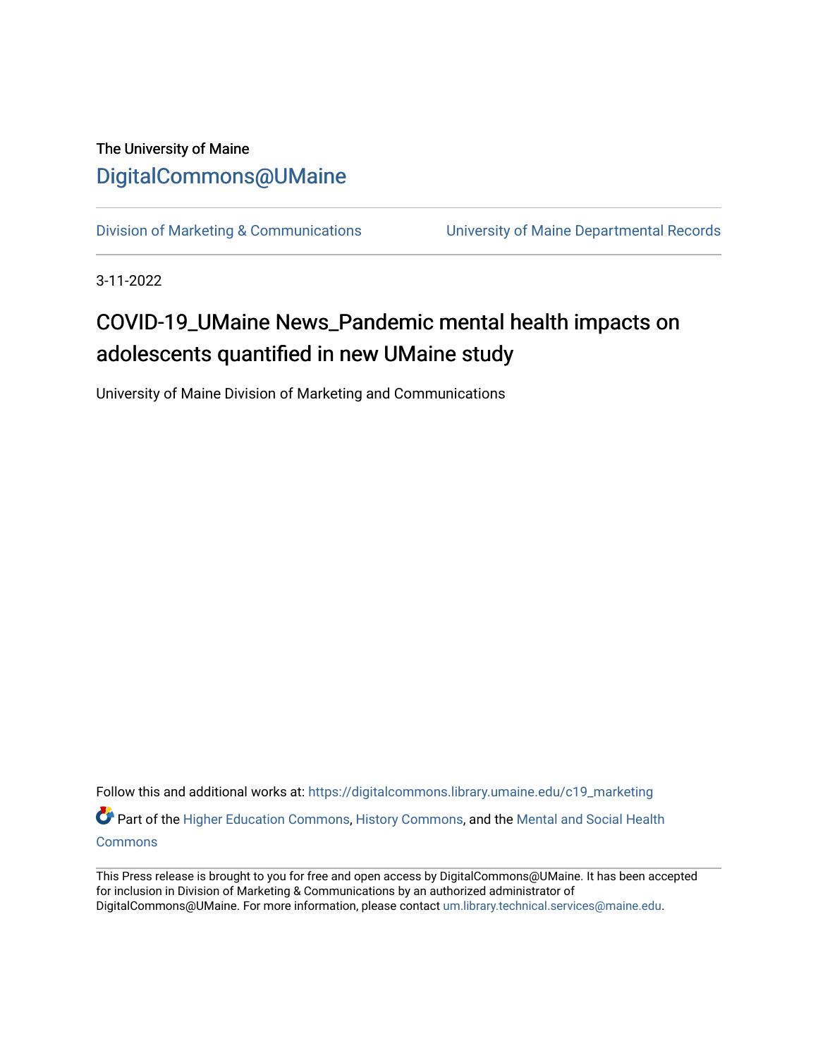The University of Maine

[DigitalCommons@UMaine](https://digitalcommons.library.umaine.edu/)

Division of Marketing & Communications | University of Maine Departmental Records

3-11-2022

# COVID-19_UMaine News_Pandemic mental health impacts on adolescents quantified in new UMaine study

University of Maine Division of Marketing and Communications

Follow this and additional works at: https://digitalcommons.library.umaine.edu/c19_marketing

Part of the Higher Education Commons, History Commons, and the Mental and Social Health Commons

This Press release is brought to you for free and open access by DigitalCommons@UMaine. It has been accepted for inclusion in Division of Marketing & Communications by an authorized administrator of DigitalCommons@UMaine. For more information, please contact um.library.technical.services@maine.edu.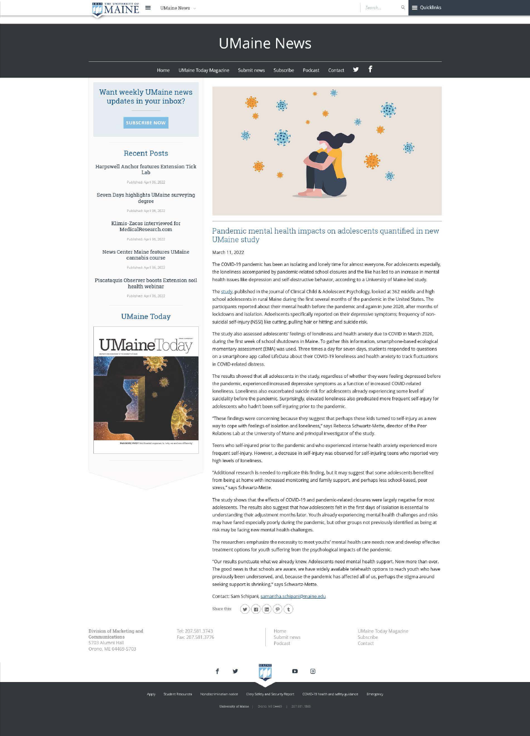# UMaine News

Home | UMaine Today Magazine | Submit news | Subscribe | Podcast | Contact

Want weekly UMaine news updates in your inbox?

SUBSCRIBE NOW

## Recent Posts

Harpswell Anchor features Extension Tick Lab

Published: April 06, 2022

Seven Days highlights UMaine surveying degree

Published: April 06, 2022

Klimis-Zacas interviewed for MedicalResearch.com

Published: April 06, 2022

News Center Maine features UMaine cannabis course

Published: April 06, 2022

Piscataquis Observer boosts Extension soil health webinar

Published: April 06, 2022

## UMaine Today

## Pandemic mental health impacts on adolescents quantified in new UMaine study

March 11, 2022

The COVID-19 pandemic has been an isolating and lonely time for almost everyone. For adolescents especially, the loneliness accompanied by pandemic-related school closures and the like has led to an increase in mental health issues like depression and self-destructive behavior, according to a University of Maine-led study.

The study, published in the Journal of Clinical Child & Adolescent Psychology, looked at 362 middle and high school adolescents in rural Maine during the first several months of the pandemic in the United States. The participants reported about their mental health before the pandemic and again in June 2020, after months of lockdowns and isolation. Adoelscents specifically reported on their depressive symptoms; frequency of non-suicidal self-injury (NSSI) like cutting, pulling hair or hitting; and suicide risk.

The study also assessed adolescents' feelings of loneliness and health anxiety due to COVID in March 2020, during the first week of school shutdowns in Maine. To gather this information, smartphone-based ecological momentary assessment (EMA) was used. Three times a day for seven days, students responded to questions on a smartphone app called LifeData about their COVID-19 loneliness and health anxiety to track fluctuations in COVID-related distress.

The results showed that all adolescents in the study, regardless of whether they were feeling depressed before the pandemic, experienced increased depressive symptoms as a function of increased COVID-related loneliness. Loneliness also exacerbated suicide risk for adolescents already experiencing some level of suicidality before the pandemic. Surprisingly, elevated loneliness also predicated more frequent self-injury for adolescents who hadn't been self-injuring prior to the pandemic.

"These findings were concerning because they suggest that perhaps these kids turned to self-injury as a new way to cope with feelings of isolation and loneliness," says Rebecca Schwartz-Mette, director of the Peer Relations Lab at the University of Maine and principal investigator of the study.

Teens who self-injured prior to the pandemic and who experienced intense health anxiety experienced more frequent self-injury. However, a decrease in self-injury was observed for self-injuring teens who reported very high levels of loneliness.

"Additional research is needed to replicate this finding, but it may suggest that some adolescents benefited from being at home with increased monitoring and family support, and perhaps less school-based, peer stress," says Schwartz-Mette.

The study shows that the effects of COVID-19 and pandemic-related closures were largely negative for most adolescents. The results also suggest that how adolescents felt in the first days of isolation is essential to understanding their adjustment months later. Youth already experiencing mental health challenges and risks may have fared especially poorly during the pandemic, but other groups not previously identified as being at risk may be facing new mental health challenges.

The researchers emphasize the necessity to meet youths' mental health care needs now and develop effective treatment options for youth suffering from the psychological impacts of the pandemic.

"Our results punctuate what we already knew. Adolescents need mental health support. Now more than ever. The good news is that schools are aware, we have widely available telehealth options to reach youth who have previously been underserved, and, because the pandemic has affected all of us, perhaps the stigma around seeking support is shrinking," says Schwartz-Mette.

Contact: Sam Schipani, samantha.schipani@maine.edu

Share this:

Division of Marketing and Communications
5703 Alumni Hall
Orono, ME 04469-5703

Tel: 207.581.3743
Fax: 207.581.3776

Home
Submit news
Podcast

UMaine Today Magazine
Subscribe
Contact

Apply | Student Resources | Nondiscrimination notice | Clery Safety and Security Report | COVID-19 health and safety guidance | Emergency

University of Maine | Orono, ME 04469 | 207.581.1865